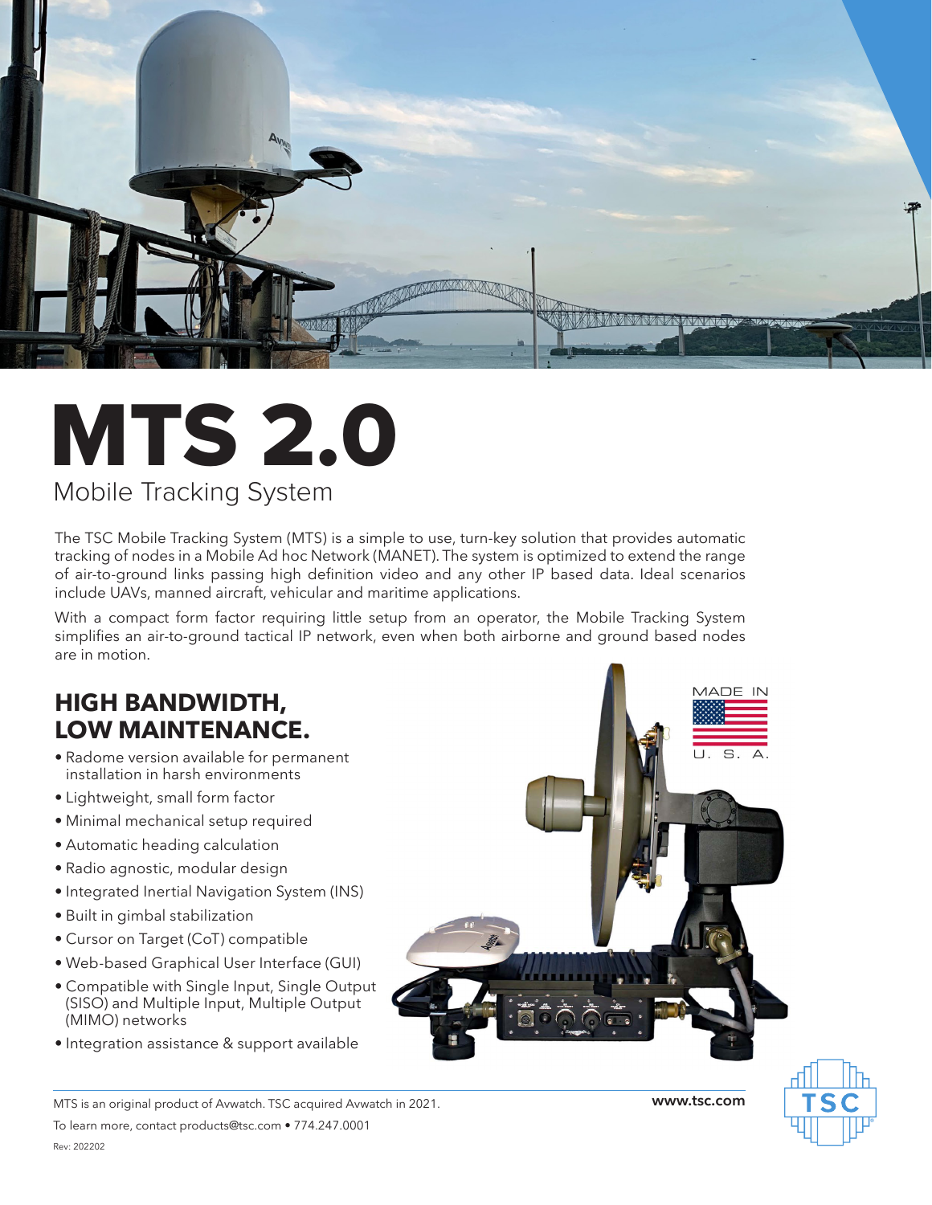# MTS 2.0

Mobile Tracking System

The TSC Mobile Tracking System (MTS) is a simple to use, turn-key solution that provides automatic tracking of nodes in a Mobile Ad hoc Network (MANET). The system is optimized to extend the range of air-to-ground links passing high definition video and any other IP based data. Ideal scenarios include UAVs, manned aircraft, vehicular and maritime applications.

With a compact form factor requiring little setup from an operator, the Mobile Tracking System simplifies an air-to-ground tactical IP network, even when both airborne and ground based nodes are in motion.

## HIGH BANDWIDTH, LOW MAINTENANCE.

- Radome version available for permanent installation in harsh environments
- Lightweight, small form factor
- Minimal mechanical setup required
- Automatic heading calculation
- Radio agnostic, modular design
- Integrated Inertial Navigation System (INS)
- Built in gimbal stabilization
- Cursor on Target (CoT) compatible
- Web-based Graphical User Interface (GUI)
- Compatible with Single Input, Single Output (SISO) and Multiple Input, Multiple Output (MIMO) networks
- Integration assistance & support available

MADE IN U. S. A.

MTS is an original product of Avwatch. TSC acquired Avwatch in 2021.

To learn more, contact products@tsc.com • 774.247.0001

www.tsc.com

Rev: 202202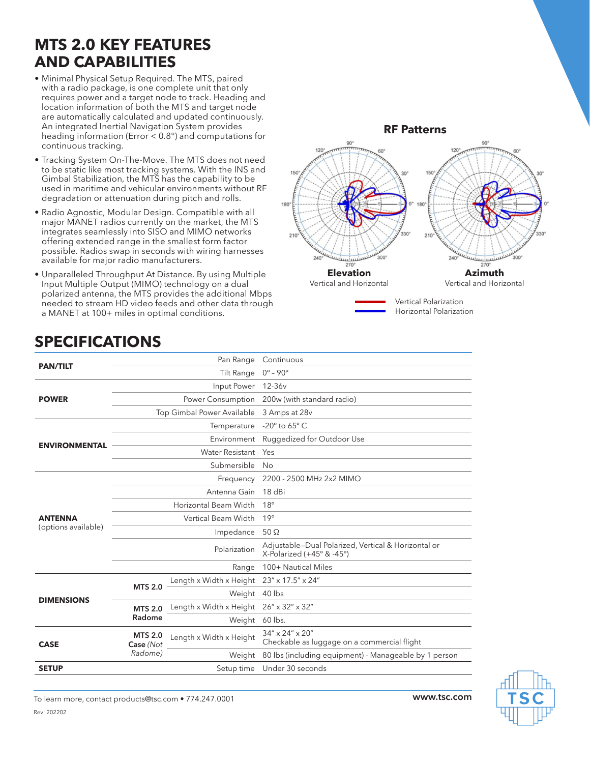# MTS 2.0 KEY FEATURES AND CAPABILITIES

- Minimal Physical Setup Required. The MTS, paired with a radio package, is one complete unit that only requires power and a target node to track. Heading and location information of both the MTS and target node are automatically calculated and updated continuously. An integrated Inertial Navigation System provides heading information (Error < 0.8°) and computations for continuous tracking.
- Tracking System On-The-Move. The MTS does not need to be static like most tracking systems. With the INS and Gimbal Stabilization, the MTS has the capability to be used in maritime and vehicular environments without RF degradation or attenuation during pitch and rolls.
- Radio Agnostic, Modular Design. Compatible with all major MANET radios currently on the market, the MTS integrates seamlessly into SISO and MIMO networks offering extended range in the smallest form factor possible. Radios swap in seconds with wiring harnesses available for major radio manufacturers.
- Unparalleled Throughput At Distance. By using Multiple Input Multiple Output (MIMO) technology on a dual polarized antenna, the MTS provides the additional Mbps needed to stream HD video feeds and other data through a MANET at 100+ miles in optimal conditions.

**RF Patterns**

90°
120°
60°
150°
30°
180°
0°
210°
330°
240°
300°
270°

**Elevation**
Vertical and Horizontal

**Azimuth**
Vertical and Horizontal

Vertical Polarization
Horizontal Polarization

# SPECIFICATIONS

| | | | |
|---|---|---|---|
| **PAN/TILT** | | Pan Range | Continuous |
| | | Tilt Range | 0° – 90° |
| **POWER** | | Input Power | 12-36v |
| | | Power Consumption | 200w (with standard radio) |
| | | Top Gimbal Power Available | 3 Amps at 28v |
| **ENVIRONMENTAL** | | Temperature | -20° to 65° C |
| | | Environment | Ruggedized for Outdoor Use |
| | | Water Resistant | Yes |
| | | Submersible | No |
| **ANTENNA** (options available) | | Frequency | 2200 - 2500 MHz 2x2 MIMO |
| | | Antenna Gain | 18 dBi |
| | | Horizontal Beam Width | 18° |
| | | Vertical Beam Width | 19° |
| | | Impedance | 50 Ω |
| | | Polarization | Adjustable—Dual Polarized, Vertical & Horizontal or X-Polarized (+45° & -45°) |
| | | Range | 100+ Nautical Miles |
| **DIMENSIONS** | **MTS 2.0** | Length x Width x Height | 23″ x 17.5″ x 24″ |
| | | Weight | 40 lbs |
| | **MTS 2.0 Radome** | Length x Width x Height | 26″ x 32″ x 32″ |
| | | Weight | 60 lbs. |
| **CASE** | **MTS 2.0 Case** *(Not Radome)* | Length x Width x Height | 34″ x 24″ x 20″ Checkable as luggage on a commercial flight |
| | | Weight | 80 lbs (including equipment) - Manageable by 1 person |
| **SETUP** | | Setup time | Under 30 seconds |

To learn more, contact products@tsc.com • 774.247.0001

**www.tsc.com**

Rev: 202202